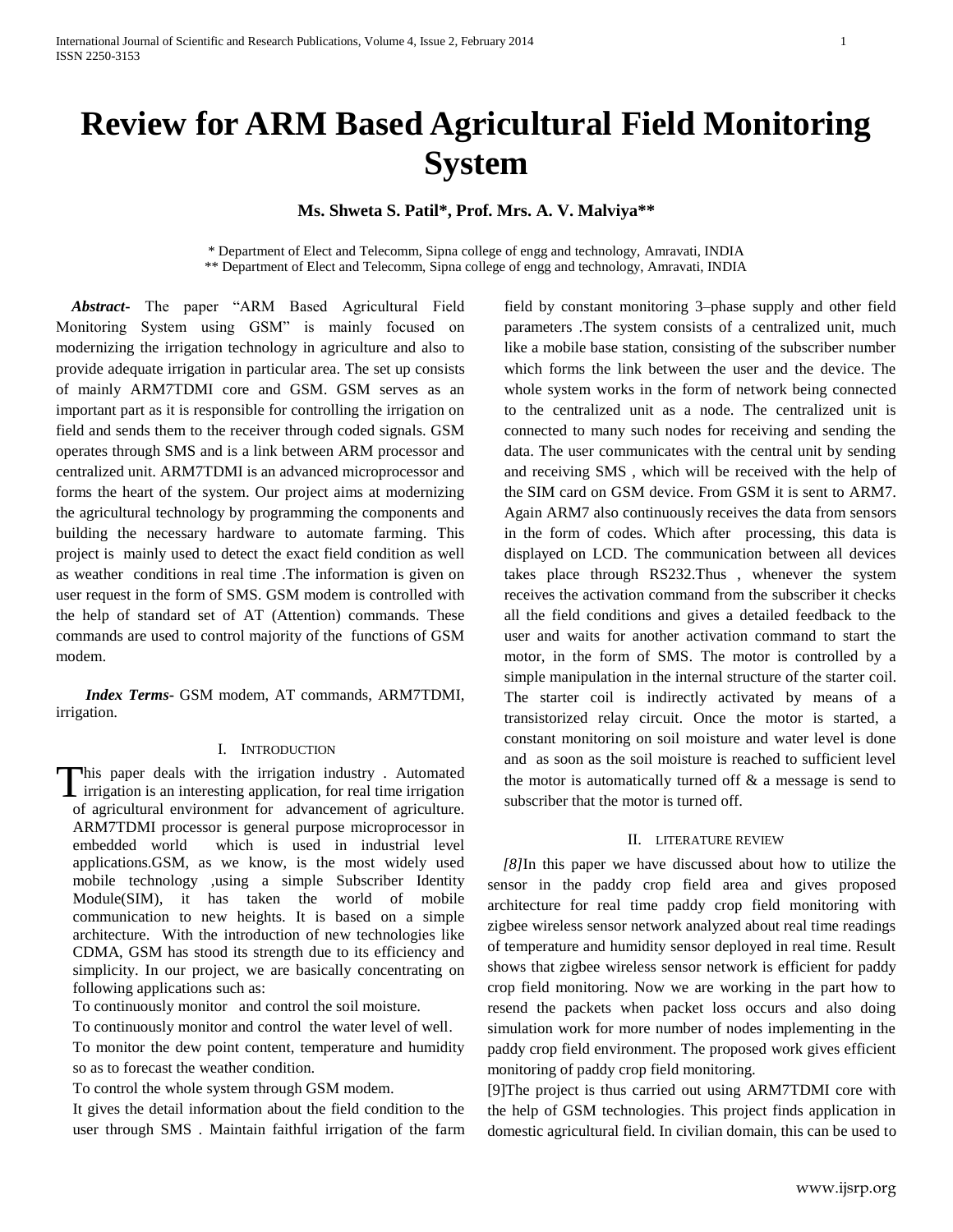# Review for ARM Based Agricultural Field Monitoring System

**Ms. Shweta S. Patil*, Prof. Mrs. A. V. Malviya****

\* Department of Elect and Telecomm, Sipna college of engg and technology, Amravati, INDIA
\*\* Department of Elect and Telecomm, Sipna college of engg and technology, Amravati, INDIA

***Abstract-*** The paper "ARM Based Agricultural Field Monitoring System using GSM" is mainly focused on modernizing the irrigation technology in agriculture and also to provide adequate irrigation in particular area. The set up consists of mainly ARM7TDMI core and GSM. GSM serves as an important part as it is responsible for controlling the irrigation on field and sends them to the receiver through coded signals. GSM operates through SMS and is a link between ARM processor and centralized unit. ARM7TDMI is an advanced microprocessor and forms the heart of the system. Our project aims at modernizing the agricultural technology by programming the components and building the necessary hardware to automate farming. This project is mainly used to detect the exact field condition as well as weather conditions in real time .The information is given on user request in the form of SMS. GSM modem is controlled with the help of standard set of AT (Attention) commands. These commands are used to control majority of the functions of GSM modem.

***Index Terms-*** GSM modem, AT commands, ARM7TDMI, irrigation.

## I. Introduction

This paper deals with the irrigation industry . Automated irrigation is an interesting application, for real time irrigation of agricultural environment for advancement of agriculture. ARM7TDMI processor is general purpose microprocessor in embedded world which is used in industrial level applications.GSM, as we know, is the most widely used mobile technology ,using a simple Subscriber Identity Module(SIM), it has taken the world of mobile communication to new heights. It is based on a simple architecture. With the introduction of new technologies like CDMA, GSM has stood its strength due to its efficiency and simplicity. In our project, we are basically concentrating on following applications such as:

To continuously monitor and control the soil moisture.

To continuously monitor and control the water level of well.

To monitor the dew point content, temperature and humidity so as to forecast the weather condition.

To control the whole system through GSM modem.

It gives the detail information about the field condition to the user through SMS . Maintain faithful irrigation of the farm field by constant monitoring 3–phase supply and other field parameters .The system consists of a centralized unit, much like a mobile base station, consisting of the subscriber number which forms the link between the user and the device. The whole system works in the form of network being connected to the centralized unit as a node. The centralized unit is connected to many such nodes for receiving and sending the data. The user communicates with the central unit by sending and receiving SMS , which will be received with the help of the SIM card on GSM device. From GSM it is sent to ARM7. Again ARM7 also continuously receives the data from sensors in the form of codes. Which after processing, this data is displayed on LCD. The communication between all devices takes place through RS232.Thus , whenever the system receives the activation command from the subscriber it checks all the field conditions and gives a detailed feedback to the user and waits for another activation command to start the motor, in the form of SMS. The motor is controlled by a simple manipulation in the internal structure of the starter coil. The starter coil is indirectly activated by means of a transistorized relay circuit. Once the motor is started, a constant monitoring on soil moisture and water level is done and as soon as the soil moisture is reached to sufficient level the motor is automatically turned off & a message is send to subscriber that the motor is turned off.

## II. Literature Review

*[8]*In this paper we have discussed about how to utilize the sensor in the paddy crop field area and gives proposed architecture for real time paddy crop field monitoring with zigbee wireless sensor network analyzed about real time readings of temperature and humidity sensor deployed in real time. Result shows that zigbee wireless sensor network is efficient for paddy crop field monitoring. Now we are working in the part how to resend the packets when packet loss occurs and also doing simulation work for more number of nodes implementing in the paddy crop field environment. The proposed work gives efficient monitoring of paddy crop field monitoring.

[9]The project is thus carried out using ARM7TDMI core with the help of GSM technologies. This project finds application in domestic agricultural field. In civilian domain, this can be used to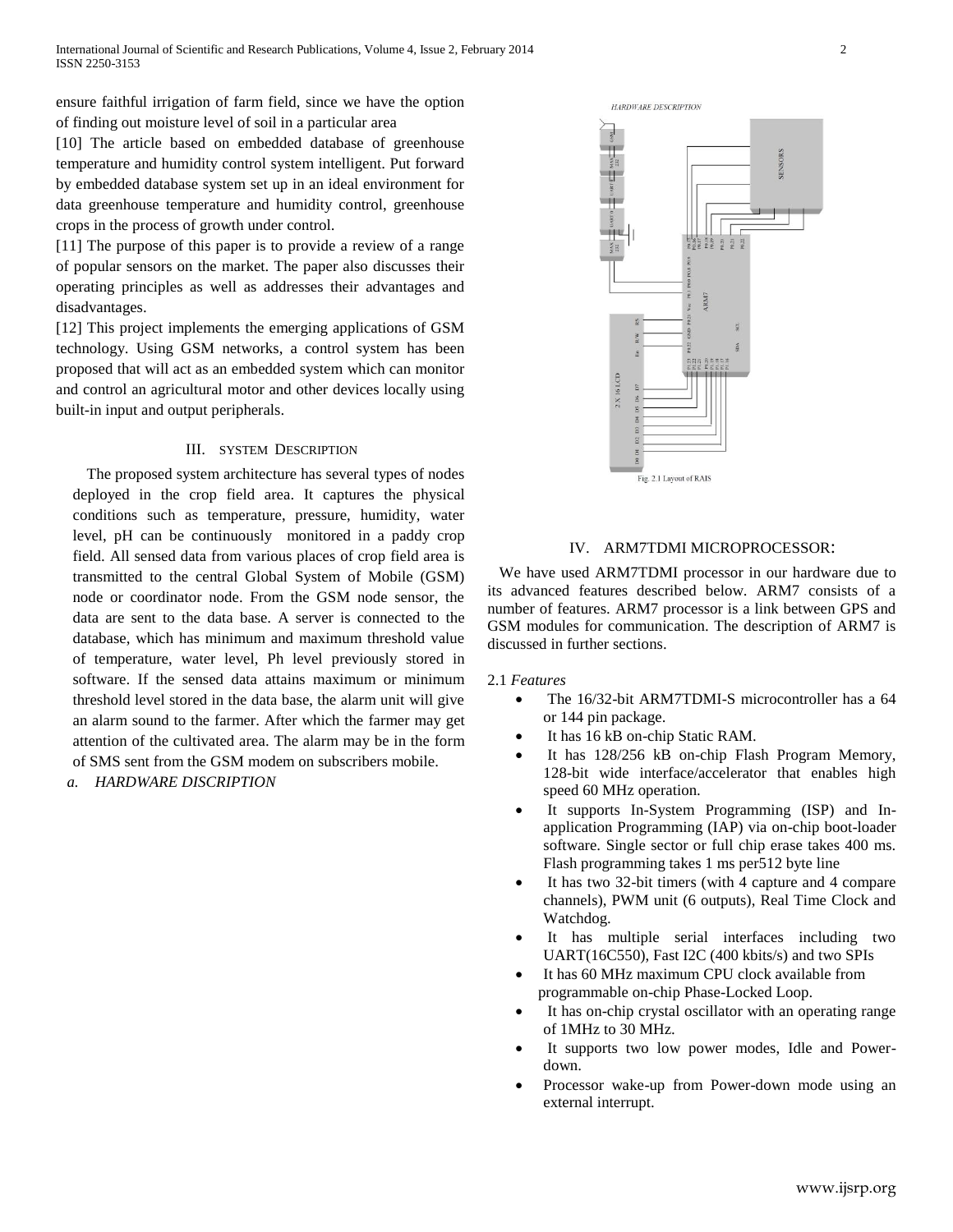ensure faithful irrigation of farm field, since we have the option of finding out moisture level of soil in a particular area

[10] The article based on embedded database of greenhouse temperature and humidity control system intelligent. Put forward by embedded database system set up in an ideal environment for data greenhouse temperature and humidity control, greenhouse crops in the process of growth under control.

[11] The purpose of this paper is to provide a review of a range of popular sensors on the market. The paper also discusses their operating principles as well as addresses their advantages and disadvantages.

[12] This project implements the emerging applications of GSM technology. Using GSM networks, a control system has been proposed that will act as an embedded system which can monitor and control an agricultural motor and other devices locally using built-in input and output peripherals.

## III. SYSTEM DESCRIPTION

The proposed system architecture has several types of nodes deployed in the crop field area. It captures the physical conditions such as temperature, pressure, humidity, water level, pH can be continuously monitored in a paddy crop field. All sensed data from various places of crop field area is transmitted to the central Global System of Mobile (GSM) node or coordinator node. From the GSM node sensor, the data are sent to the data base. A server is connected to the database, which has minimum and maximum threshold value of temperature, water level, Ph level previously stored in software. If the sensed data attains maximum or minimum threshold level stored in the data base, the alarm unit will give an alarm sound to the farmer. After which the farmer may get attention of the cultivated area. The alarm may be in the form of SMS sent from the GSM modem on subscribers mobile.

*a. HARDWARE DISCRIPTION*

Fig. 2.1 Layout of RAIS

## IV. ARM7TDMI MICROPROCESSOR:

We have used ARM7TDMI processor in our hardware due to its advanced features described below. ARM7 consists of a number of features. ARM7 processor is a link between GPS and GSM modules for communication. The description of ARM7 is discussed in further sections.

2.1 *Features*

- The 16/32-bit ARM7TDMI-S microcontroller has a 64 or 144 pin package.
- It has 16 kB on-chip Static RAM.
- It has 128/256 kB on-chip Flash Program Memory, 128-bit wide interface/accelerator that enables high speed 60 MHz operation.
- It supports In-System Programming (ISP) and In-application Programming (IAP) via on-chip boot-loader software. Single sector or full chip erase takes 400 ms. Flash programming takes 1 ms per512 byte line
- It has two 32-bit timers (with 4 capture and 4 compare channels), PWM unit (6 outputs), Real Time Clock and Watchdog.
- It has multiple serial interfaces including two UART(16C550), Fast I2C (400 kbits/s) and two SPIs
- It has 60 MHz maximum CPU clock available from programmable on-chip Phase-Locked Loop.
- It has on-chip crystal oscillator with an operating range of 1MHz to 30 MHz.
- It supports two low power modes, Idle and Power-down.
- Processor wake-up from Power-down mode using an external interrupt.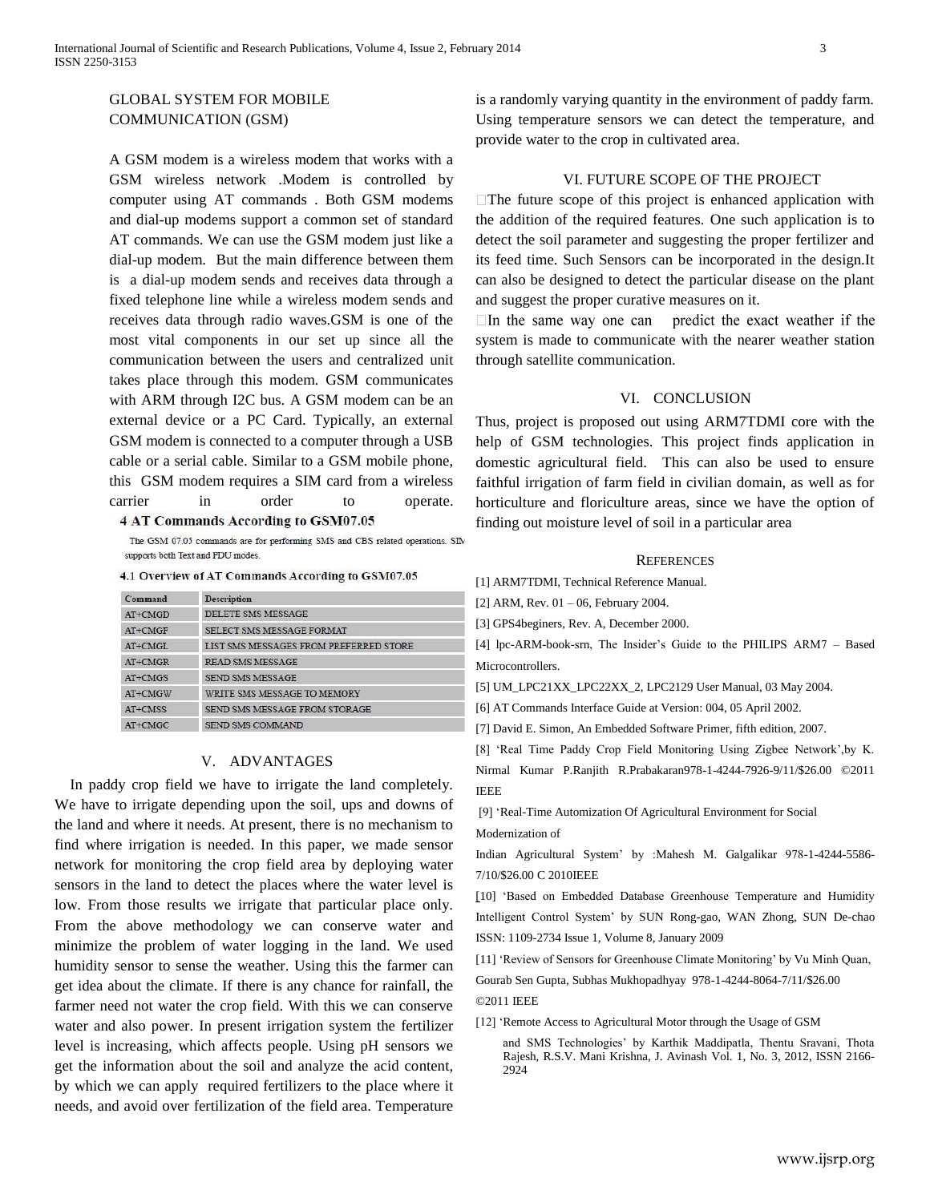## GLOBAL SYSTEM FOR MOBILE COMMUNICATION (GSM)

A GSM modem is a wireless modem that works with a GSM wireless network .Modem is controlled by computer using AT commands . Both GSM modems and dial-up modems support a common set of standard AT commands. We can use the GSM modem just like a dial-up modem. But the main difference between them is a dial-up modem sends and receives data through a fixed telephone line while a wireless modem sends and receives data through radio waves.GSM is one of the most vital components in our set up since all the communication between the users and centralized unit takes place through this modem. GSM communicates with ARM through I2C bus. A GSM modem can be an external device or a PC Card. Typically, an external GSM modem is connected to a computer through a USB cable or a serial cable. Similar to a GSM mobile phone, this GSM modem requires a SIM card from a wireless carrier in order to operate.

### 4 AT Commands According to GSM07.05

The GSM 07.05 commands are for performing SMS and CBS related operations. SIM supports both Text and PDU modes.

#### 4.1 Overview of AT Commands According to GSM07.05

| Command | Description |
|---|---|
| AT+CMGD | DELETE SMS MESSAGE |
| AT+CMGF | SELECT SMS MESSAGE FORMAT |
| AT+CMGL | LIST SMS MESSAGES FROM PREFERRED STORE |
| AT+CMGR | READ SMS MESSAGE |
| AT+CMGS | SEND SMS MESSAGE |
| AT+CMGW | WRITE SMS MESSAGE TO MEMORY |
| AT+CMSS | SEND SMS MESSAGE FROM STORAGE |
| AT+CMGC | SEND SMS COMMAND |

## V. ADVANTAGES

In paddy crop field we have to irrigate the land completely. We have to irrigate depending upon the soil, ups and downs of the land and where it needs. At present, there is no mechanism to find where irrigation is needed. In this paper, we made sensor network for monitoring the crop field area by deploying water sensors in the land to detect the places where the water level is low. From those results we irrigate that particular place only. From the above methodology we can conserve water and minimize the problem of water logging in the land. We used humidity sensor to sense the weather. Using this the farmer can get idea about the climate. If there is any chance for rainfall, the farmer need not water the crop field. With this we can conserve water and also power. In present irrigation system the fertilizer level is increasing, which affects people. Using pH sensors we get the information about the soil and analyze the acid content, by which we can apply required fertilizers to the place where it needs, and avoid over fertilization of the field area. Temperature is a randomly varying quantity in the environment of paddy farm. Using temperature sensors we can detect the temperature, and provide water to the crop in cultivated area.

## VI. FUTURE SCOPE OF THE PROJECT

The future scope of this project is enhanced application with the addition of the required features. One such application is to detect the soil parameter and suggesting the proper fertilizer and its feed time. Such Sensors can be incorporated in the design.It can also be designed to detect the particular disease on the plant and suggest the proper curative measures on it.

In the same way one can predict the exact weather if the system is made to communicate with the nearer weather station through satellite communication.

## VI. CONCLUSION

Thus, project is proposed out using ARM7TDMI core with the help of GSM technologies. This project finds application in domestic agricultural field. This can also be used to ensure faithful irrigation of farm field in civilian domain, as well as for horticulture and floriculture areas, since we have the option of finding out moisture level of soil in a particular area

## REFERENCES

[1] ARM7TDMI, Technical Reference Manual.

[2] ARM, Rev. 01 – 06, February 2004.

[3] GPS4beginers, Rev. A, December 2000.

[4] lpc-ARM-book-srn, The Insider's Guide to the PHILIPS ARM7 – Based Microcontrollers.

[5] UM_LPC21XX_LPC22XX_2, LPC2129 User Manual, 03 May 2004.

[6] AT Commands Interface Guide at Version: 004, 05 April 2002.

[7] David E. Simon, An Embedded Software Primer, fifth edition, 2007.

[8] 'Real Time Paddy Crop Field Monitoring Using Zigbee Network',by K. Nirmal Kumar P.Ranjith R.Prabakaran978-1-4244-7926-9/11/$26.00 ©2011 IEEE

[9] 'Real-Time Automization Of Agricultural Environment for Social Modernization of Indian Agricultural System' by :Mahesh M. Galgalikar 978-1-4244-5586-7/10/$26.00 C 2010IEEE

[10] 'Based on Embedded Database Greenhouse Temperature and Humidity Intelligent Control System' by SUN Rong-gao, WAN Zhong, SUN De-chao ISSN: 1109-2734 Issue 1, Volume 8, January 2009

[11] 'Review of Sensors for Greenhouse Climate Monitoring' by Vu Minh Quan, Gourab Sen Gupta, Subhas Mukhopadhyay 978-1-4244-8064-7/11/$26.00 ©2011 IEEE

[12] 'Remote Access to Agricultural Motor through the Usage of GSM and SMS Technologies' by Karthik Maddipatla, Thentu Sravani, Thota Rajesh, R.S.V. Mani Krishna, J. Avinash Vol. 1, No. 3, 2012, ISSN 2166-2924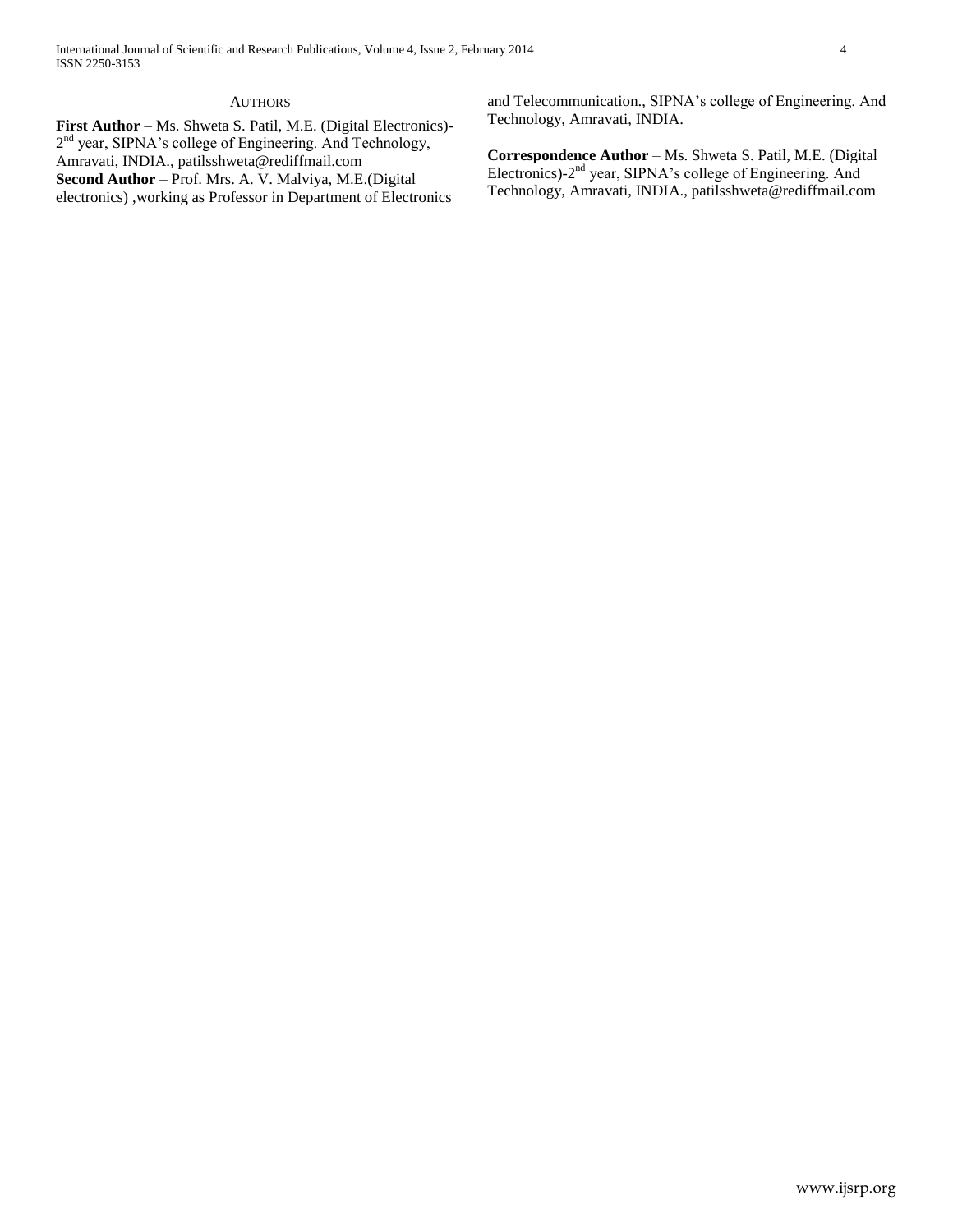## AUTHORS

**First Author** – Ms. Shweta S. Patil, M.E. (Digital Electronics)-2nd year, SIPNA's college of Engineering. And Technology, Amravati, INDIA., patilsshweta@rediffmail.com

**Second Author** – Prof. Mrs. A. V. Malviya, M.E.(Digital electronics) ,working as Professor in Department of Electronics and Telecommunication., SIPNA's college of Engineering. And Technology, Amravati, INDIA.

**Correspondence Author** – Ms. Shweta S. Patil, M.E. (Digital Electronics)-2nd year, SIPNA's college of Engineering. And Technology, Amravati, INDIA., patilsshweta@rediffmail.com